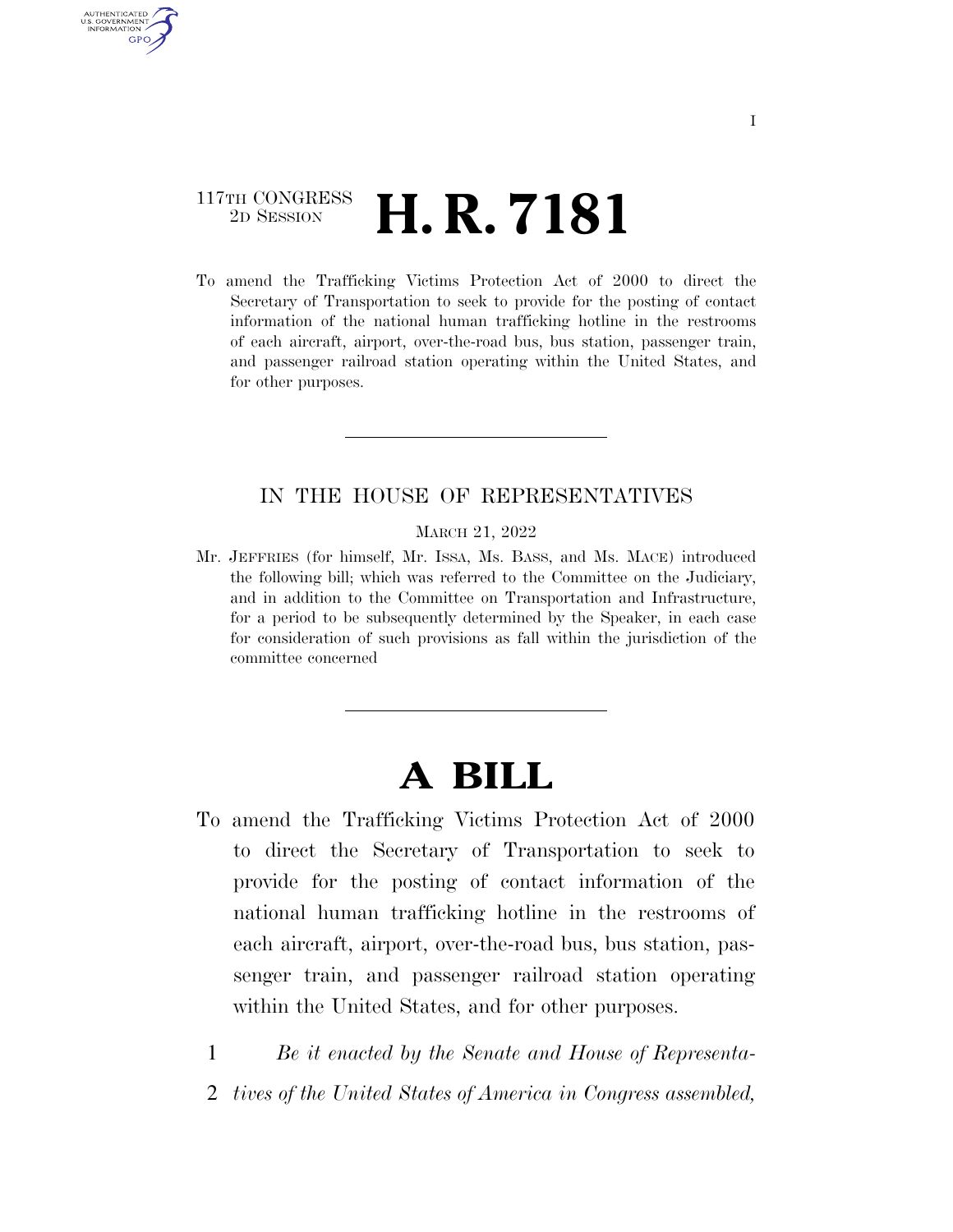117TH CONGRESS
2D SESSION

# H. R. 7181

To amend the Trafficking Victims Protection Act of 2000 to direct the Secretary of Transportation to seek to provide for the posting of contact information of the national human trafficking hotline in the restrooms of each aircraft, airport, over-the-road bus, bus station, passenger train, and passenger railroad station operating within the United States, and for other purposes.

---

IN THE HOUSE OF REPRESENTATIVES

MARCH 21, 2022

Mr. JEFFRIES (for himself, Mr. ISSA, Ms. BASS, and Ms. MACE) introduced the following bill; which was referred to the Committee on the Judiciary, and in addition to the Committee on Transportation and Infrastructure, for a period to be subsequently determined by the Speaker, in each case for consideration of such provisions as fall within the jurisdiction of the committee concerned

---

# A BILL

To amend the Trafficking Victims Protection Act of 2000 to direct the Secretary of Transportation to seek to provide for the posting of contact information of the national human trafficking hotline in the restrooms of each aircraft, airport, over-the-road bus, bus station, passenger train, and passenger railroad station operating within the United States, and for other purposes.

1 *Be it enacted by the Senate and House of Representa-*
2 *tives of the United States of America in Congress assembled,*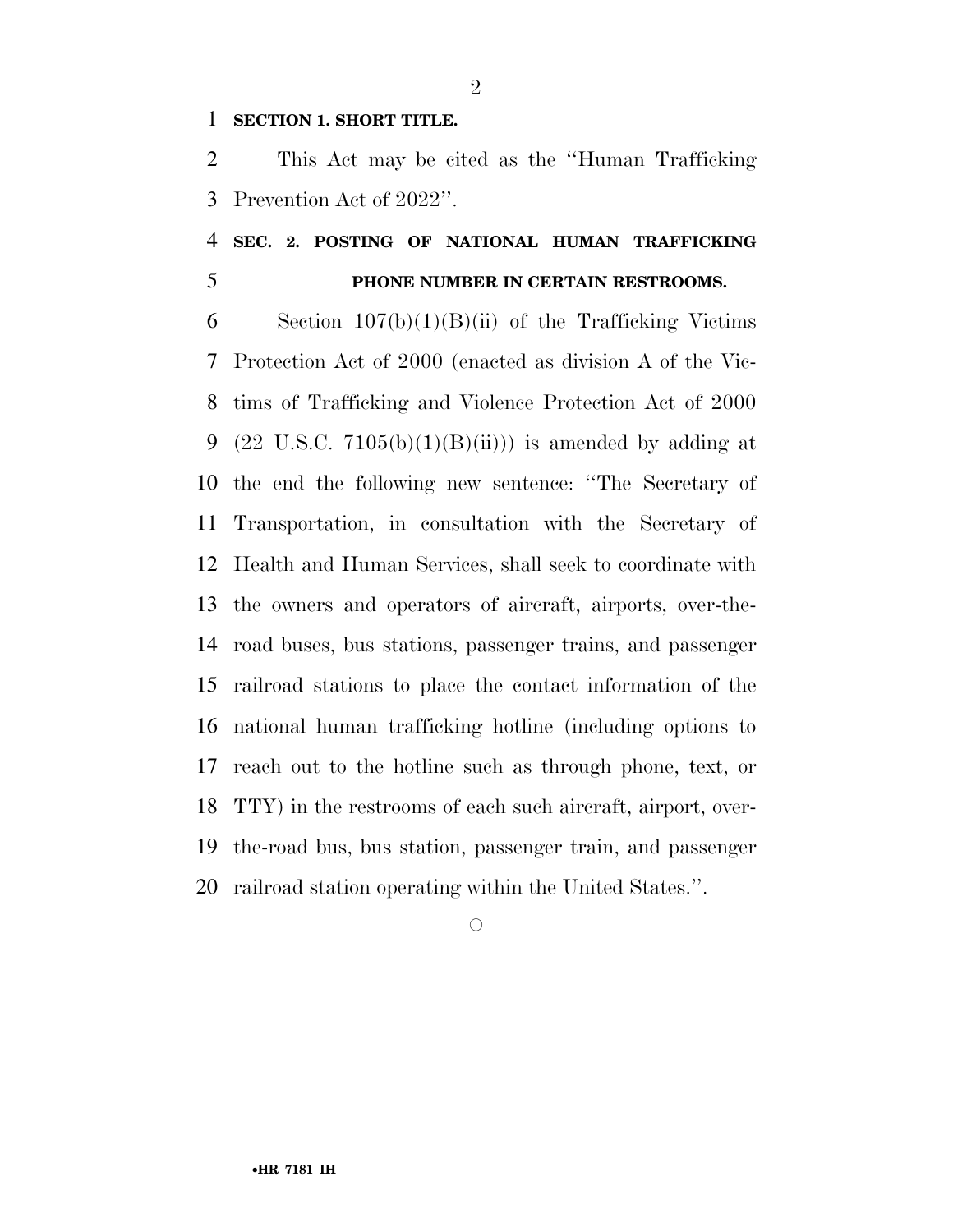**SECTION 1. SHORT TITLE.**

This Act may be cited as the "Human Trafficking Prevention Act of 2022".

**SEC. 2. POSTING OF NATIONAL HUMAN TRAFFICKING PHONE NUMBER IN CERTAIN RESTROOMS.**

Section 107(b)(1)(B)(ii) of the Trafficking Victims Protection Act of 2000 (enacted as division A of the Victims of Trafficking and Violence Protection Act of 2000 (22 U.S.C. 7105(b)(1)(B)(ii))) is amended by adding at the end the following new sentence: "The Secretary of Transportation, in consultation with the Secretary of Health and Human Services, shall seek to coordinate with the owners and operators of aircraft, airports, over-the-road buses, bus stations, passenger trains, and passenger railroad stations to place the contact information of the national human trafficking hotline (including options to reach out to the hotline such as through phone, text, or TTY) in the restrooms of each such aircraft, airport, over-the-road bus, bus station, passenger train, and passenger railroad station operating within the United States.".

○